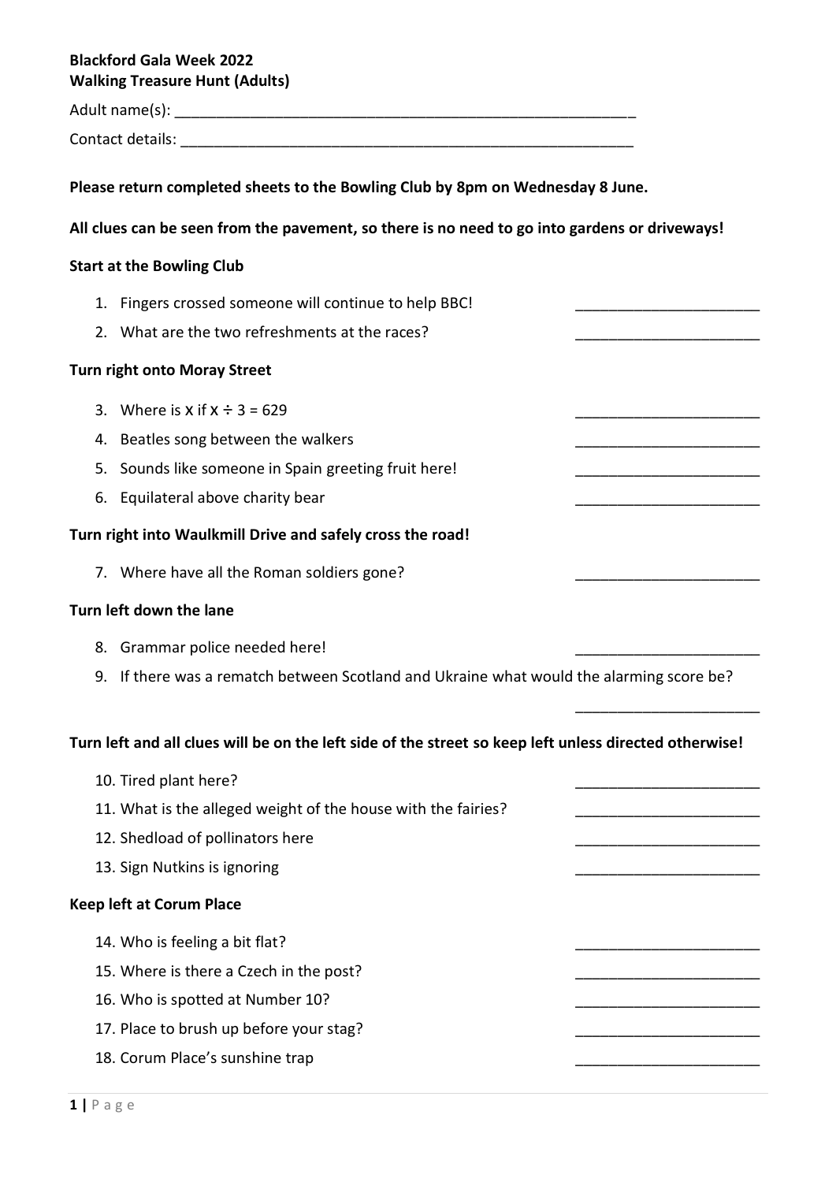**Blackford Gala Week 2022**
**Walking Treasure Hunt (Adults)**

Adult name(s): ___________________________________________________________

Contact details: ___________________________________________________________

**Please return completed sheets to the Bowling Club by 8pm on Wednesday 8 June.**

**All clues can be seen from the pavement, so there is no need to go into gardens or driveways!**

**Start at the Bowling Club**

1. Fingers crossed someone will continue to help BBC! ______________________
2. What are the two refreshments at the races? ______________________

**Turn right onto Moray Street**

3. Where is x if x ÷ 3 = 629 ______________________
4. Beatles song between the walkers ______________________
5. Sounds like someone in Spain greeting fruit here! ______________________
6. Equilateral above charity bear ______________________

**Turn right into Waulkmill Drive and safely cross the road!**

7. Where have all the Roman soldiers gone? ______________________

**Turn left down the lane**

8. Grammar police needed here! ______________________
9. If there was a rematch between Scotland and Ukraine what would the alarming score be?

   ______________________

**Turn left and all clues will be on the left side of the street so keep left unless directed otherwise!**

10. Tired plant here? ______________________
11. What is the alleged weight of the house with the fairies? ______________________
12. Shedload of pollinators here ______________________
13. Sign Nutkins is ignoring ______________________

**Keep left at Corum Place**

14. Who is feeling a bit flat? ______________________
15. Where is there a Czech in the post? ______________________
16. Who is spotted at Number 10? ______________________
17. Place to brush up before your stag? ______________________
18. Corum Place's sunshine trap ______________________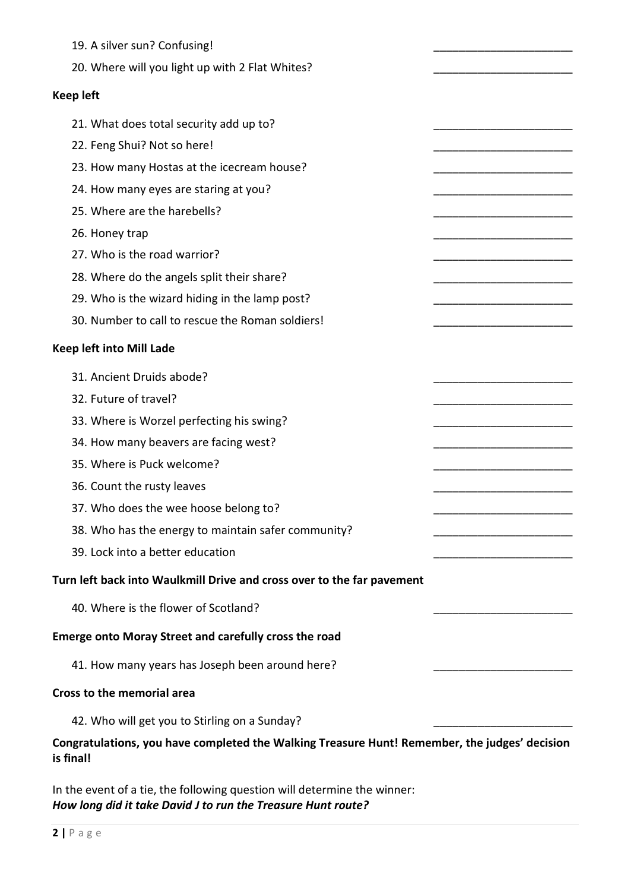19. A silver sun? Confusing! ______________________
20. Where will you light up with 2 Flat Whites? ______________________

**Keep left**

21. What does total security add up to? ______________________
22. Feng Shui? Not so here! ______________________
23. How many Hostas at the icecream house? ______________________
24. How many eyes are staring at you? ______________________
25. Where are the harebells? ______________________
26. Honey trap ______________________
27. Who is the road warrior? ______________________
28. Where do the angels split their share? ______________________
29. Who is the wizard hiding in the lamp post? ______________________
30. Number to call to rescue the Roman soldiers! ______________________

**Keep left into Mill Lade**

31. Ancient Druids abode? ______________________
32. Future of travel? ______________________
33. Where is Worzel perfecting his swing? ______________________
34. How many beavers are facing west? ______________________
35. Where is Puck welcome? ______________________
36. Count the rusty leaves ______________________
37. Who does the wee hoose belong to? ______________________
38. Who has the energy to maintain safer community? ______________________
39. Lock into a better education ______________________

**Turn left back into Waulkmill Drive and cross over to the far pavement**

40. Where is the flower of Scotland? ______________________

**Emerge onto Moray Street and carefully cross the road**

41. How many years has Joseph been around here? ______________________

**Cross to the memorial area**

42. Who will get you to Stirling on a Sunday? ______________________

**Congratulations, you have completed the Walking Treasure Hunt! Remember, the judges' decision is final!**

In the event of a tie, the following question will determine the winner:
***How long did it take David J to run the Treasure Hunt route?***